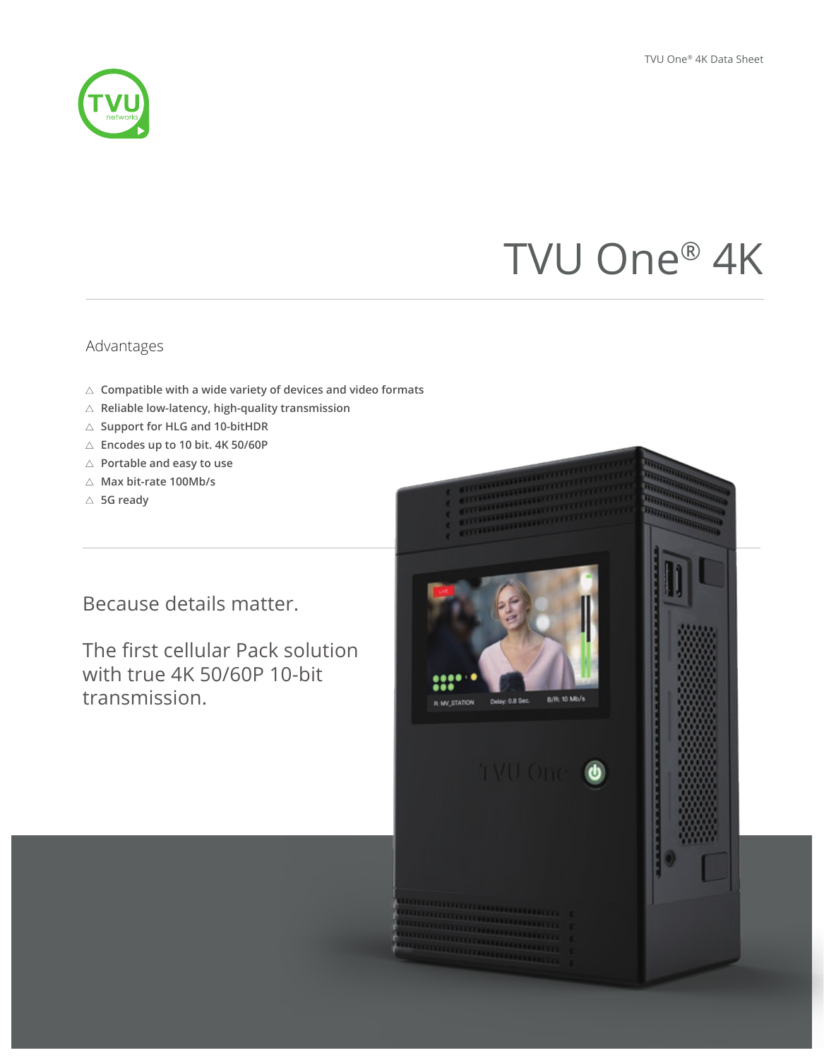# TVU One® 4K

## Advantages

- Compatible with a wide variety of devices and video formats
- Reliable low-latency, high-quality transmission
- Support for HLG and 10-bitHDR
- Encodes up to 10 bit. 4K 50/60P
- Portable and easy to use
- Max bit-rate 100Mb/s
- 5G ready

Because details matter.

The first cellular Pack solution with true 4K 50/60P 10-bit transmission.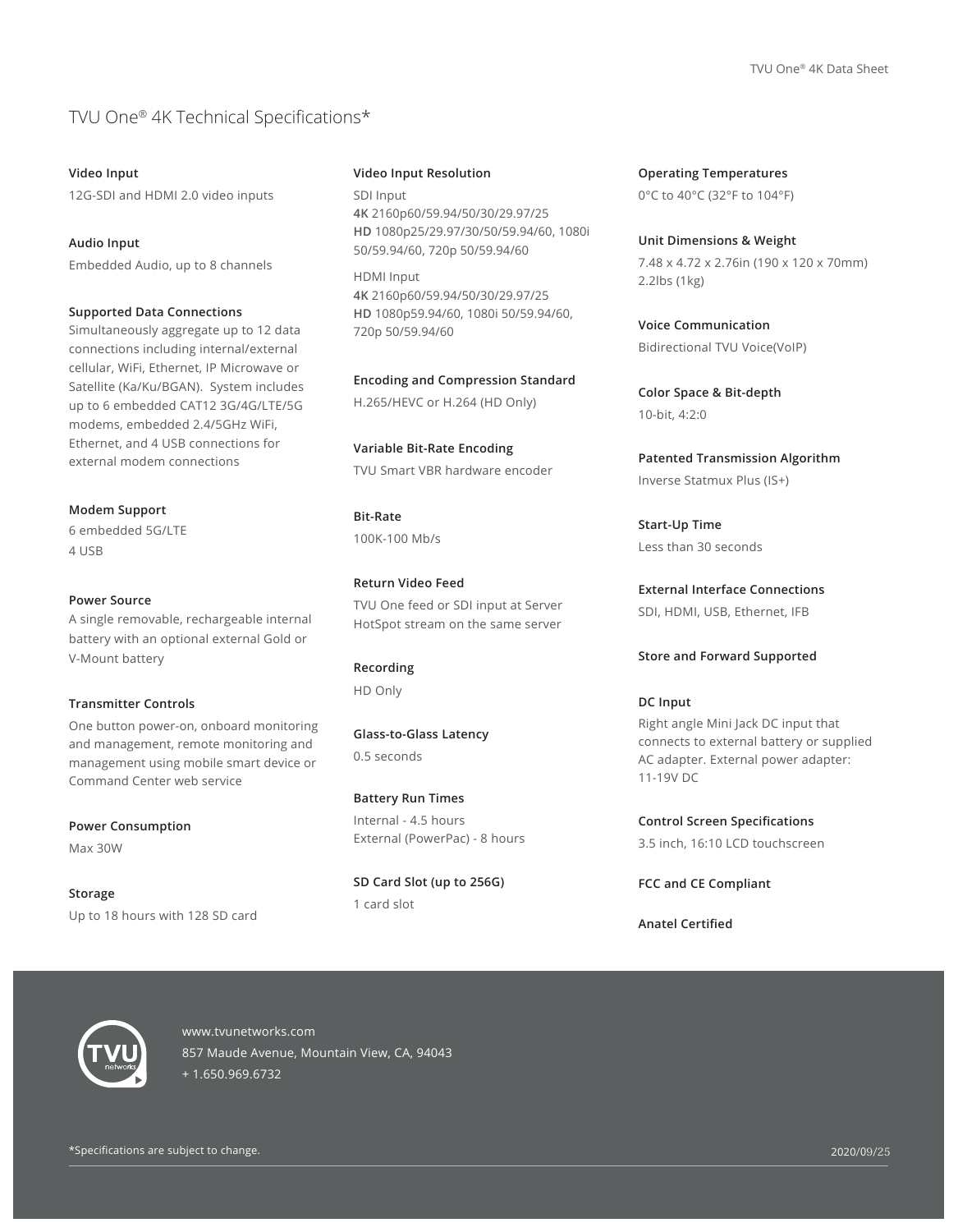## TVU One® 4K Technical Specifications*

**Video Input**

12G-SDI and HDMI 2.0 video inputs

**Audio Input**

Embedded Audio, up to 8 channels

**Supported Data Connections**

Simultaneously aggregate up to 12 data connections including internal/external cellular, WiFi, Ethernet, IP Microwave or Satellite (Ka/Ku/BGAN). System includes up to 6 embedded CAT12 3G/4G/LTE/5G modems, embedded 2.4/5GHz WiFi, Ethernet, and 4 USB connections for external modem connections

**Modem Support**

6 embedded 5G/LTE
4 USB

**Power Source**

A single removable, rechargeable internal battery with an optional external Gold or V-Mount battery

**Transmitter Controls**

One button power-on, onboard monitoring and management, remote monitoring and management using mobile smart device or Command Center web service

**Power Consumption**

Max 30W

**Storage**

Up to 18 hours with 128 SD card

**Video Input Resolution**

SDI Input
**4K** 2160p60/59.94/50/30/29.97/25
**HD** 1080p25/29.97/30/50/59.94/60, 1080i 50/59.94/60, 720p 50/59.94/60

HDMI Input
**4K** 2160p60/59.94/50/30/29.97/25
**HD** 1080p59.94/60, 1080i 50/59.94/60, 720p 50/59.94/60

**Encoding and Compression Standard**

H.265/HEVC or H.264 (HD Only)

**Variable Bit-Rate Encoding**

TVU Smart VBR hardware encoder

**Bit-Rate**

100K-100 Mb/s

**Return Video Feed**

TVU One feed or SDI input at Server HotSpot stream on the same server

**Recording**

HD Only

**Glass-to-Glass Latency**

0.5 seconds

**Battery Run Times**

Internal - 4.5 hours
External (PowerPac) - 8 hours

**SD Card Slot (up to 256G)**

1 card slot

**Operating Temperatures**

0°C to 40°C (32°F to 104°F)

**Unit Dimensions & Weight**

7.48 x 4.72 x 2.76in (190 x 120 x 70mm)
2.2lbs (1kg)

**Voice Communication**

Bidirectional TVU Voice(VoIP)

**Color Space & Bit-depth**

10-bit, 4:2:0

**Patented Transmission Algorithm**

Inverse Statmux Plus (IS+)

**Start-Up Time**

Less than 30 seconds

**External Interface Connections**

SDI, HDMI, USB, Ethernet, IFB

**Store and Forward Supported**

**DC Input**

Right angle Mini Jack DC input that connects to external battery or supplied AC adapter. External power adapter: 11-19V DC

**Control Screen Specifications**

3.5 inch, 16:10 LCD touchscreen

**FCC and CE Compliant**

**Anatel Certified**

www.tvunetworks.com
857 Maude Avenue, Mountain View, CA, 94043
+ 1.650.969.6732

*Specifications are subject to change.

2020/09/25